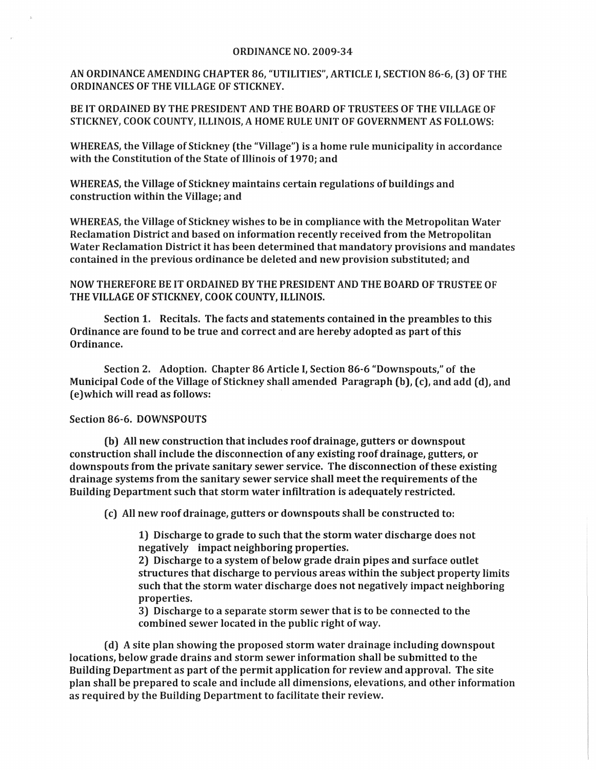# ORDINANCE NO. 2009-34

AN ORDINANCE AMENDING CHAPTER 86, "UTILITIES", ARTICLE I, SECTION 86-6, (3) OF THE ORDINANCES OF THE VILLAGE OF STICKNEY.

BE IT ORDAINED BY THE PRESIDENT AND THE BOARD OF TRUSTEES OF THE VILLAGE OF STICKNEY, COOK COUNTY, ILLINOIS, A HOME RULE UNIT OF GOVERNMENT AS FOLLOWS:

WHEREAS, the Village of Stickney (the "Village") is a home rule municipality in accordance with the Constitution of the State of Illinois of 1970; and

WHEREAS, the Village of Stickney maintains certain regulations of buildings and construction within the Village; and

WHEREAS, the Village of Stickney wishes to be in compliance with the Metropolitan Water Reclamation District and based on information recently received from the Metropolitan Water Reclamation District it has been determined that mandatory provisions and mandates contained in the previous ordinance be deleted and new provision substituted; and

NOW THEREFORE BE IT ORDAINED BY THE PRESIDENT AND THE BOARD OF TRUSTEE OF THE VILLAGE OF STICKNEY, COOK COUNTY, ILLINOIS.

Section 1. Recitals. The facts and statements contained in the preambles to this Ordinance are found to be true and correct and are hereby adopted as part of this Ordinance.

Section 2. Adoption. Chapter 86 Article I, Section 86-6 "Downspouts," of the Municipal Code of the Village of Stickney shall amended Paragraph (b), (c), and add (d), and (e)which will read as follows:

Section 86-6. DOWNSPOUTS

(b) All new construction that includes roof drainage, gutters or downspout construction shall include the disconnection of any existing roof drainage, gutters, or downspouts from the private sanitary sewer service. The disconnection of these existing drainage systems from the sanitary sewer service shall meet the requirements of the Building Department such that storm water infiltration is adequately restricted.

(c) All new roof drainage, gutters or downspouts shall be constructed to:

1) Discharge to grade to such that the storm water discharge does not negatively impact neighboring properties.
2) Discharge to a system of below grade drain pipes and surface outlet structures that discharge to pervious areas within the subject property limits such that the storm water discharge does not negatively impact neighboring properties.
3) Discharge to a separate storm sewer that is to be connected to the combined sewer located in the public right of way.

(d) A site plan showing the proposed storm water drainage including downspout locations, below grade drains and storm sewer information shall be submitted to the Building Department as part of the permit application for review and approval. The site plan shall be prepared to scale and include all dimensions, elevations, and other information as required by the Building Department to facilitate their review.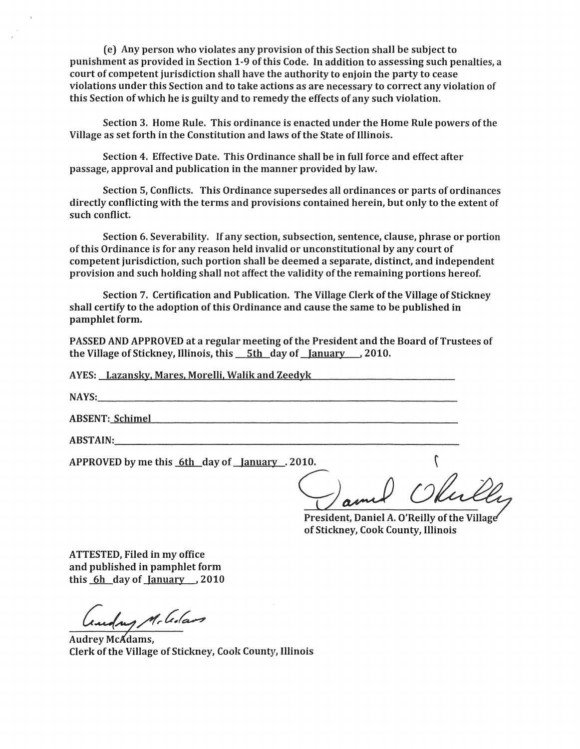(e) Any person who violates any provision of this Section shall be subject to punishment as provided in Section 1-9 of this Code. In addition to assessing such penalties, a court of competent jurisdiction shall have the authority to enjoin the party to cease violations under this Section and to take actions as are necessary to correct any violation of this Section of which he is guilty and to remedy the effects of any such violation.

Section 3. Home Rule. This ordinance is enacted under the Home Rule powers of the Village as set forth in the Constitution and laws of the State of Illinois.

Section 4. Effective Date. This Ordinance shall be in full force and effect after passage, approval and publication in the manner provided by law.

Section 5, Conflicts. This Ordinance supersedes all ordinances or parts of ordinances directly conflicting with the terms and provisions contained herein, but only to the extent of such conflict.

Section 6. Severability. If any section, subsection, sentence, clause, phrase or portion of this Ordinance is for any reason held invalid or unconstitutional by any court of competent jurisdiction, such portion shall be deemed a separate, distinct, and independent provision and such holding shall not affect the validity of the remaining portions hereof.

Section 7. Certification and Publication. The Village Clerk of the Village of Stickney shall certify to the adoption of this Ordinance and cause the same to be published in pamphlet form.

PASSED AND APPROVED at a regular meeting of the President and the Board of Trustees of the Village of Stickney, Illinois, this 5th day of January, 2010.

AYES: Lazansky, Mares, Morelli, Walik and Zeedyk

NAYS:

ABSENT: Schimel

ABSTAIN:

APPROVED by me this 6th day of January. 2010.

President, Daniel A. O'Reilly of the Village of Stickney, Cook County, Illinois

ATTESTED, Filed in my office and published in pamphlet form this 6h day of January, 2010

Audrey McAdams,
Clerk of the Village of Stickney, Cook County, Illinois